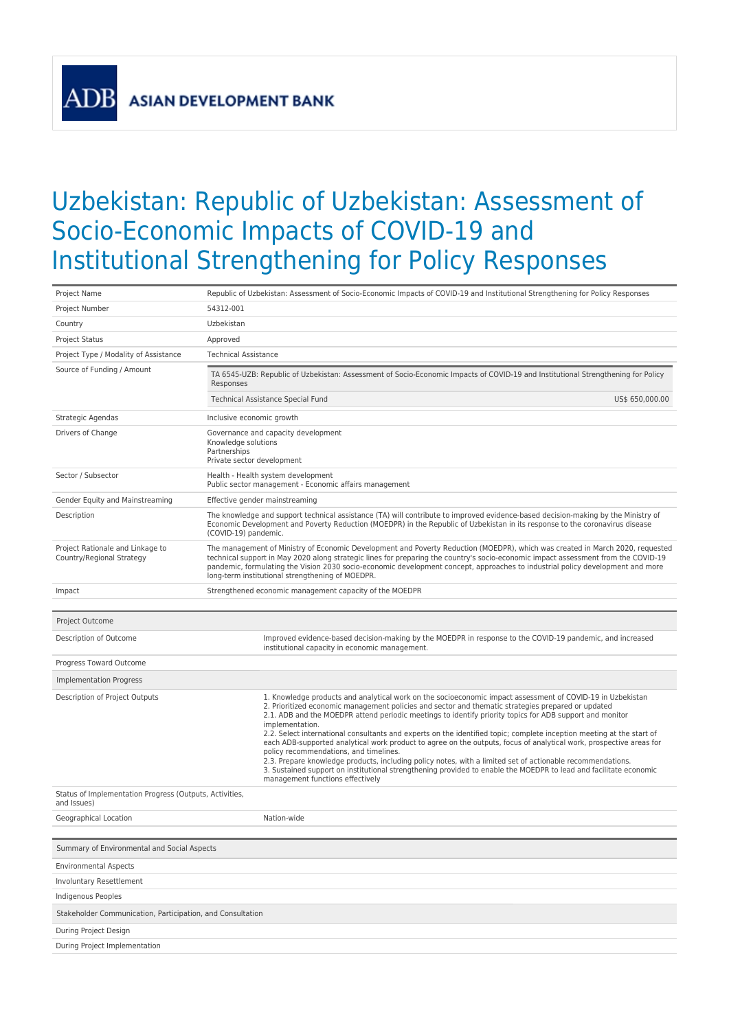ADB ASIAN DEVELOPMENT BANK

# Uzbekistan: Republic of Uzbekistan: Assessment of Socio-Economic Impacts of COVID-19 and Institutional Strengthening for Policy Responses

| | |
|---|---|
| Project Name | Republic of Uzbekistan: Assessment of Socio-Economic Impacts of COVID-19 and Institutional Strengthening for Policy Responses |
| Project Number | 54312-001 |
| Country | Uzbekistan |
| Project Status | Approved |
| Project Type / Modality of Assistance | Technical Assistance |
| Source of Funding / Amount | TA 6545-UZB: Republic of Uzbekistan: Assessment of Socio-Economic Impacts of COVID-19 and Institutional Strengthening for Policy Responses<br>Technical Assistance Special Fund US$ 650,000.00 |
| Strategic Agendas | Inclusive economic growth |
| Drivers of Change | Governance and capacity development<br>Knowledge solutions<br>Partnerships<br>Private sector development |
| Sector / Subsector | Health - Health system development<br>Public sector management - Economic affairs management |
| Gender Equity and Mainstreaming | Effective gender mainstreaming |
| Description | The knowledge and support technical assistance (TA) will contribute to improved evidence-based decision-making by the Ministry of Economic Development and Poverty Reduction (MOEDPR) in the Republic of Uzbekistan in its response to the coronavirus disease (COVID-19) pandemic. |
| Project Rationale and Linkage to Country/Regional Strategy | The management of Ministry of Economic Development and Poverty Reduction (MOEDPR), which was created in March 2020, requested technical support in May 2020 along strategic lines for preparing the country's socio-economic impact assessment from the COVID-19 pandemic, formulating the Vision 2030 socio-economic development concept, approaches to industrial policy development and more long-term institutional strengthening of MOEDPR. |
| Impact | Strengthened economic management capacity of the MOEDPR |

| Project Outcome | |
|---|---|
| Description of Outcome | Improved evidence-based decision-making by the MOEDPR in response to the COVID-19 pandemic, and increased institutional capacity in economic management. |
| Progress Toward Outcome | |
| **Implementation Progress** | |
| Description of Project Outputs | 1. Knowledge products and analytical work on the socioeconomic impact assessment of COVID-19 in Uzbekistan<br>2. Prioritized economic management policies and sector and thematic strategies prepared or updated<br>2.1. ADB and the MOEDPR attend periodic meetings to identify priority topics for ADB support and monitor implementation.<br>2.2. Select international consultants and experts on the identified topic; complete inception meeting at the start of each ADB-supported analytical work product to agree on the outputs, focus of analytical work, prospective areas for policy recommendations, and timelines.<br>2.3. Prepare knowledge products, including policy notes, with a limited set of actionable recommendations.<br>3. Sustained support on institutional strengthening provided to enable the MOEDPR to lead and facilitate economic management functions effectively |
| Status of Implementation Progress (Outputs, Activities, and Issues) | |
| Geographical Location | Nation-wide |

| Summary of Environmental and Social Aspects | |
|---|---|
| Environmental Aspects | |
| Involuntary Resettlement | |
| Indigenous Peoples | |
| **Stakeholder Communication, Participation, and Consultation** | |
| During Project Design | |
| During Project Implementation | |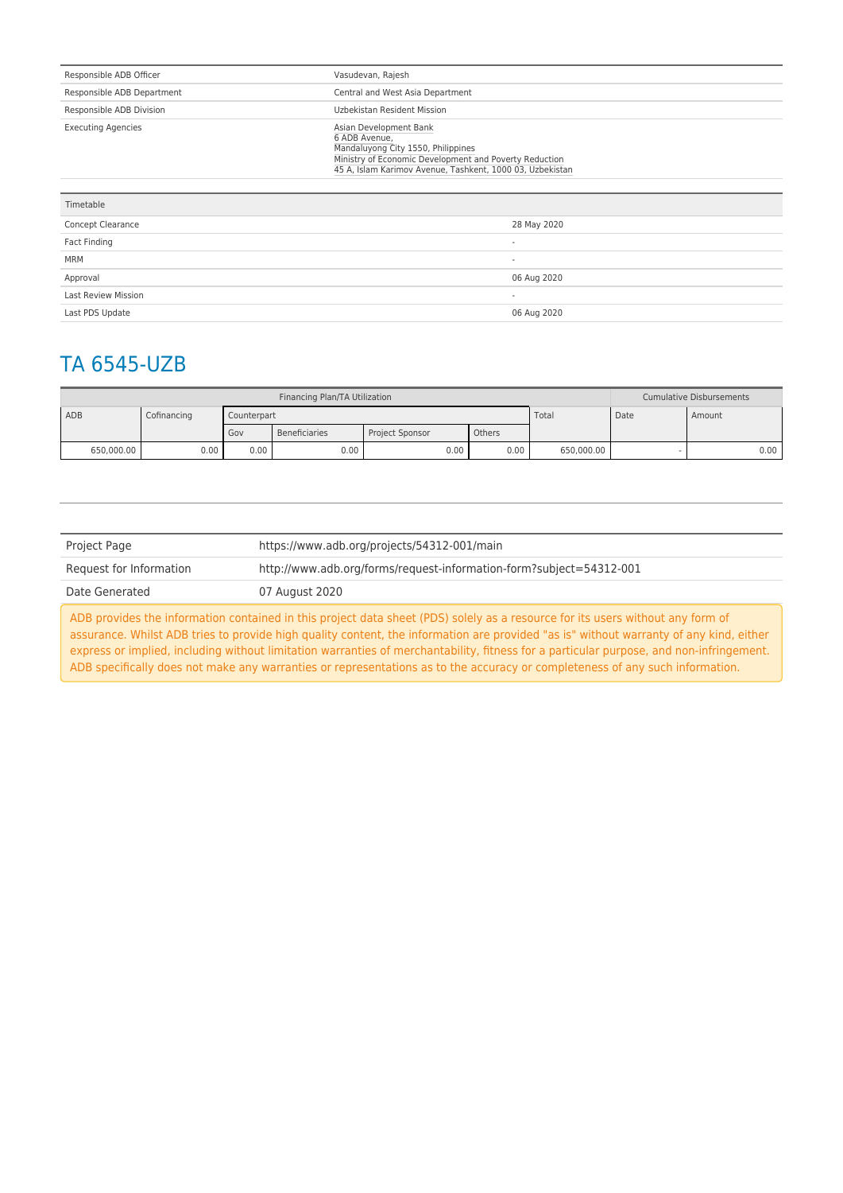| | |
|---|---|
| Responsible ADB Officer | Vasudevan, Rajesh |
| Responsible ADB Department | Central and West Asia Department |
| Responsible ADB Division | Uzbekistan Resident Mission |
| Executing Agencies | Asian Development Bank<br>6 ADB Avenue,<br>Mandaluyong City 1550, Philippines<br>Ministry of Economic Development and Poverty Reduction<br>45 A, Islam Karimov Avenue, Tashkent, 1000 03, Uzbekistan |

| Timetable | |
|---|---|
| Concept Clearance | 28 May 2020 |
| Fact Finding | - |
| MRM | - |
| Approval | 06 Aug 2020 |
| Last Review Mission | - |
| Last PDS Update | 06 Aug 2020 |

## TA 6545-UZB

| Financing Plan/TA Utilization | | | | | | | Cumulative Disbursements | |
|---|---|---|---|---|---|---|---|---|
| ADB | Cofinancing | Counterpart | | | | Total | Date | Amount |
| | | Gov | Beneficiaries | Project Sponsor | Others | | | |
| 650,000.00 | 0.00 | 0.00 | 0.00 | 0.00 | 0.00 | 650,000.00 | - | 0.00 |

| | |
|---|---|
| Project Page | https://www.adb.org/projects/54312-001/main |
| Request for Information | http://www.adb.org/forms/request-information-form?subject=54312-001 |
| Date Generated | 07 August 2020 |

ADB provides the information contained in this project data sheet (PDS) solely as a resource for its users without any form of assurance. Whilst ADB tries to provide high quality content, the information are provided "as is" without warranty of any kind, either express or implied, including without limitation warranties of merchantability, fitness for a particular purpose, and non-infringement. ADB specifically does not make any warranties or representations as to the accuracy or completeness of any such information.